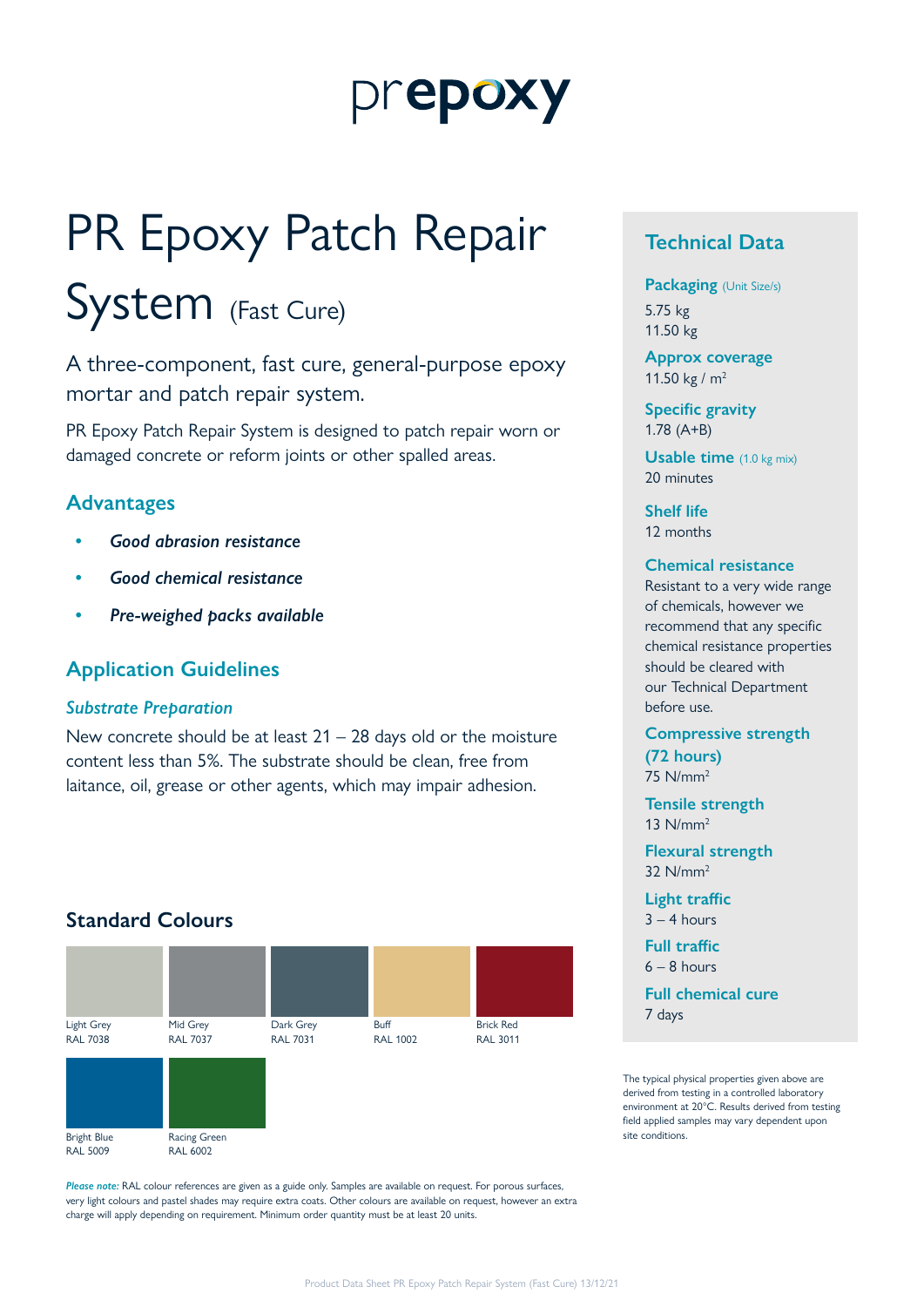prepoxy

# PR Epoxy Patch Repair System (Fast Cure)

A three-component, fast cure, general-purpose epoxy mortar and patch repair system.

PR Epoxy Patch Repair System is designed to patch repair worn or damaged concrete or reform joints or other spalled areas.

## Advantages

- ***Good abrasion resistance***
- ***Good chemical resistance***
- ***Pre-weighed packs available***

## Application Guidelines

### *Substrate Preparation*

New concrete should be at least 21 – 28 days old or the moisture content less than 5%. The substrate should be clean, free from laitance, oil, grease or other agents, which may impair adhesion.

## Standard Colours

| Colour | RAL |
| --- | --- |
| Light Grey | RAL 7038 |
| Mid Grey | RAL 7037 |
| Dark Grey | RAL 7031 |
| Buff | RAL 1002 |
| Brick Red | RAL 3011 |
| Bright Blue | RAL 5009 |
| Racing Green | RAL 6002 |

***Please note:*** RAL colour references are given as a guide only. Samples are available on request. For porous surfaces, very light colours and pastel shades may require extra coats. Other colours are available on request, however an extra charge will apply depending on requirement. Minimum order quantity must be at least 20 units.

## Technical Data

**Packaging** (Unit Size/s)
5.75 kg
11.50 kg

**Approx coverage**
11.50 kg / m$^2$

**Specific gravity**
1.78 (A+B)

**Usable time** (1.0 kg mix)
20 minutes

**Shelf life**
12 months

**Chemical resistance**
Resistant to a very wide range of chemicals, however we recommend that any specific chemical resistance properties should be cleared with our Technical Department before use.

**Compressive strength (72 hours)**
75 N/mm$^2$

**Tensile strength**
13 N/mm$^2$

**Flexural strength**
32 N/mm$^2$

**Light traffic**
3 – 4 hours

**Full traffic**
6 – 8 hours

**Full chemical cure**
7 days

The typical physical properties given above are derived from testing in a controlled laboratory environment at 20°C. Results derived from testing field applied samples may vary dependent upon site conditions.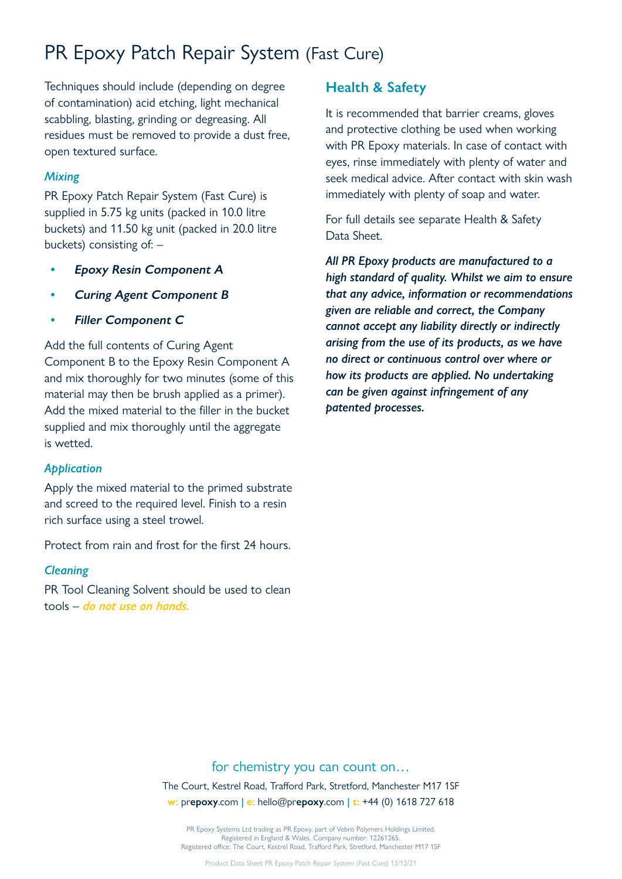# PR Epoxy Patch Repair System (Fast Cure)

Techniques should include (depending on degree of contamination) acid etching, light mechanical scabbling, blasting, grinding or degreasing. All residues must be removed to provide a dust free, open textured surface.

### *Mixing*

PR Epoxy Patch Repair System (Fast Cure) is supplied in 5.75 kg units (packed in 10.0 litre buckets) and 11.50 kg unit (packed in 20.0 litre buckets) consisting of: –

- ***Epoxy Resin Component A***
- ***Curing Agent Component B***
- ***Filler Component C***

Add the full contents of Curing Agent Component B to the Epoxy Resin Component A and mix thoroughly for two minutes (some of this material may then be brush applied as a primer). Add the mixed material to the filler in the bucket supplied and mix thoroughly until the aggregate is wetted.

### *Application*

Apply the mixed material to the primed substrate and screed to the required level. Finish to a resin rich surface using a steel trowel.

Protect from rain and frost for the first 24 hours.

### *Cleaning*

PR Tool Cleaning Solvent should be used to clean tools – ***do not use on hands.***

## Health & Safety

It is recommended that barrier creams, gloves and protective clothing be used when working with PR Epoxy materials. In case of contact with eyes, rinse immediately with plenty of water and seek medical advice. After contact with skin wash immediately with plenty of soap and water.

For full details see separate Health & Safety Data Sheet.

***All PR Epoxy products are manufactured to a high standard of quality. Whilst we aim to ensure that any advice, information or recommendations given are reliable and correct, the Company cannot accept any liability directly or indirectly arising from the use of its products, as we have no direct or continuous control over where or how its products are applied. No undertaking can be given against infringement of any patented processes.***

for chemistry you can count on…

The Court, Kestrel Road, Trafford Park, Stretford, Manchester M17 1SF

**w:** prepoxy.com | **e:** hello@prepoxy.com | **t:** +44 (0) 1618 727 618

PR Epoxy Systems Ltd trading as PR Epoxy, part of Vebro Polymers Holdings Limited.
Registered in England & Wales. Company number: 12261265.
Registered office: The Court, Kestrel Road, Trafford Park, Stretford, Manchester M17 1SF

Product Data Sheet PR Epoxy Patch Repair System (Fast Cure) 13/12/21